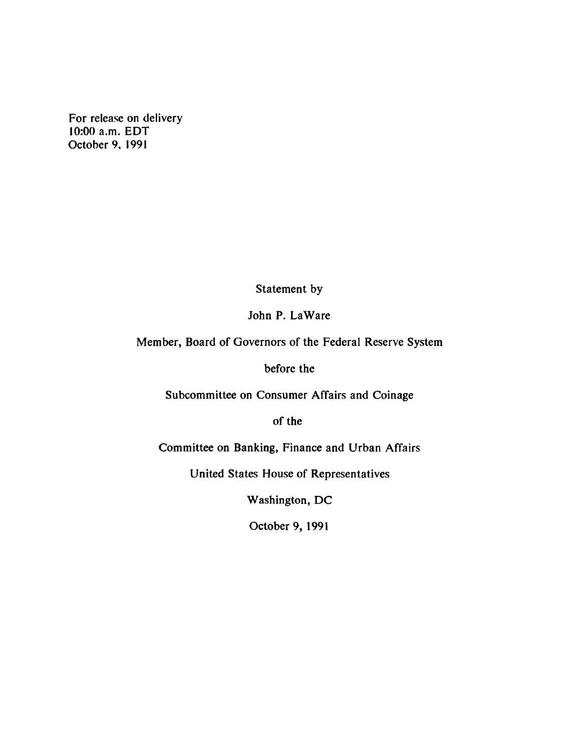For release on delivery
10:00 a.m. EDT
October 9, 1991

Statement by

John P. LaWare

Member, Board of Governors of the Federal Reserve System

before the

Subcommittee on Consumer Affairs and Coinage

of the

Committee on Banking, Finance and Urban Affairs

United States House of Representatives

Washington, DC

October 9, 1991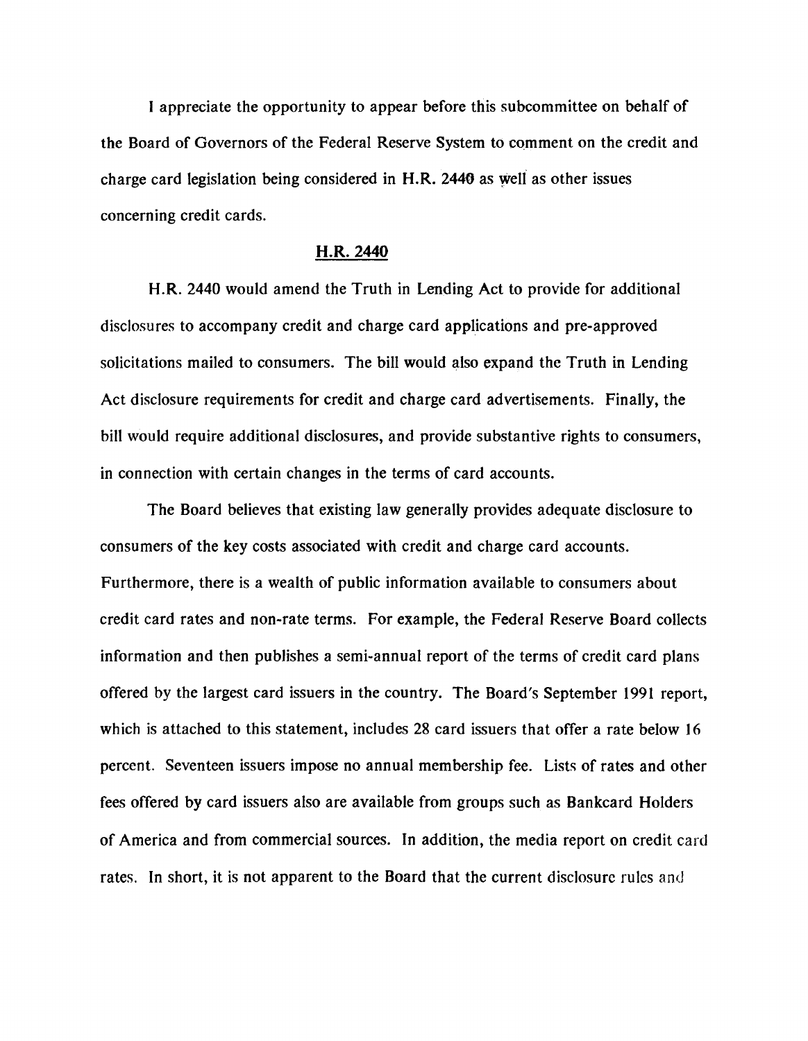I appreciate the opportunity to appear before this subcommittee on behalf of the Board of Governors of the Federal Reserve System to comment on the credit and charge card legislation being considered in H.R. 2440 as well as other issues concerning credit cards.

## H.R. 2440

H.R. 2440 would amend the Truth in Lending Act to provide for additional disclosures to accompany credit and charge card applications and pre-approved solicitations mailed to consumers. The bill would also expand the Truth in Lending Act disclosure requirements for credit and charge card advertisements. Finally, the bill would require additional disclosures, and provide substantive rights to consumers, in connection with certain changes in the terms of card accounts.

The Board believes that existing law generally provides adequate disclosure to consumers of the key costs associated with credit and charge card accounts. Furthermore, there is a wealth of public information available to consumers about credit card rates and non-rate terms. For example, the Federal Reserve Board collects information and then publishes a semi-annual report of the terms of credit card plans offered by the largest card issuers in the country. The Board's September 1991 report, which is attached to this statement, includes 28 card issuers that offer a rate below 16 percent. Seventeen issuers impose no annual membership fee. Lists of rates and other fees offered by card issuers also are available from groups such as Bankcard Holders of America and from commercial sources. In addition, the media report on credit card rates. In short, it is not apparent to the Board that the current disclosure rules and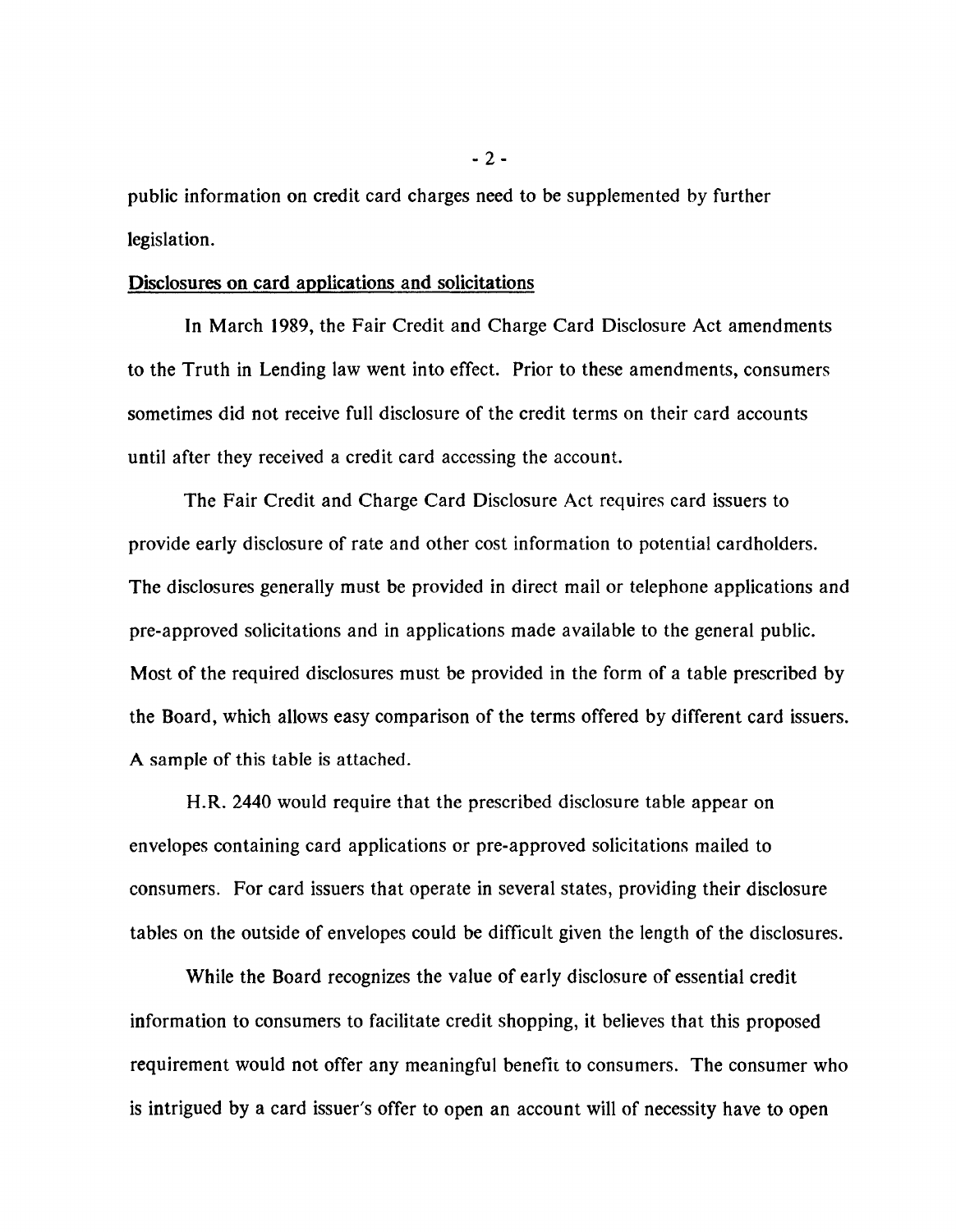public information on credit card charges need to be supplemented by further legislation.

## Disclosures on card applications and solicitations

In March 1989, the Fair Credit and Charge Card Disclosure Act amendments to the Truth in Lending law went into effect. Prior to these amendments, consumers sometimes did not receive full disclosure of the credit terms on their card accounts until after they received a credit card accessing the account.

The Fair Credit and Charge Card Disclosure Act requires card issuers to provide early disclosure of rate and other cost information to potential cardholders. The disclosures generally must be provided in direct mail or telephone applications and pre-approved solicitations and in applications made available to the general public. Most of the required disclosures must be provided in the form of a table prescribed by the Board, which allows easy comparison of the terms offered by different card issuers. A sample of this table is attached.

H.R. 2440 would require that the prescribed disclosure table appear on envelopes containing card applications or pre-approved solicitations mailed to consumers. For card issuers that operate in several states, providing their disclosure tables on the outside of envelopes could be difficult given the length of the disclosures.

While the Board recognizes the value of early disclosure of essential credit information to consumers to facilitate credit shopping, it believes that this proposed requirement would not offer any meaningful benefit to consumers. The consumer who is intrigued by a card issuer's offer to open an account will of necessity have to open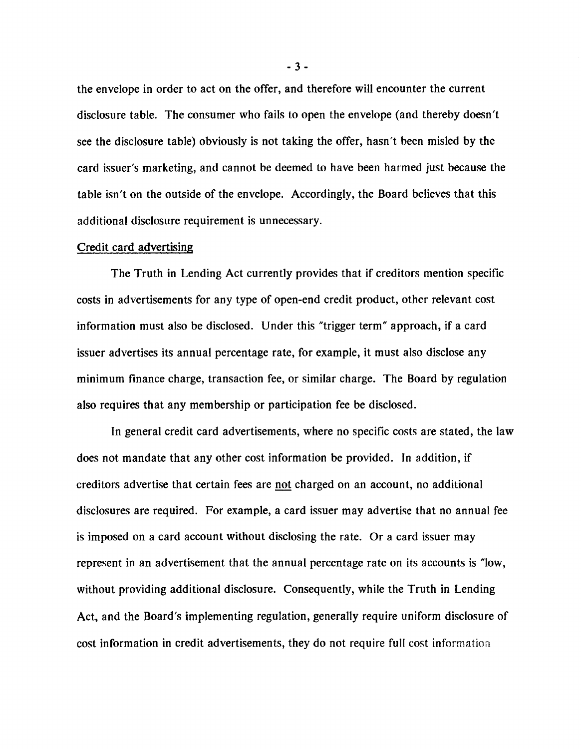the envelope in order to act on the offer, and therefore will encounter the current disclosure table. The consumer who fails to open the envelope (and thereby doesn't see the disclosure table) obviously is not taking the offer, hasn't been misled by the card issuer's marketing, and cannot be deemed to have been harmed just because the table isn't on the outside of the envelope. Accordingly, the Board believes that this additional disclosure requirement is unnecessary.

Credit card advertising

The Truth in Lending Act currently provides that if creditors mention specific costs in advertisements for any type of open-end credit product, other relevant cost information must also be disclosed. Under this "trigger term" approach, if a card issuer advertises its annual percentage rate, for example, it must also disclose any minimum finance charge, transaction fee, or similar charge. The Board by regulation also requires that any membership or participation fee be disclosed.

In general credit card advertisements, where no specific costs are stated, the law does not mandate that any other cost information be provided. In addition, if creditors advertise that certain fees are not charged on an account, no additional disclosures are required. For example, a card issuer may advertise that no annual fee is imposed on a card account without disclosing the rate. Or a card issuer may represent in an advertisement that the annual percentage rate on its accounts is "low, without providing additional disclosure. Consequently, while the Truth in Lending Act, and the Board's implementing regulation, generally require uniform disclosure of cost information in credit advertisements, they do not require full cost information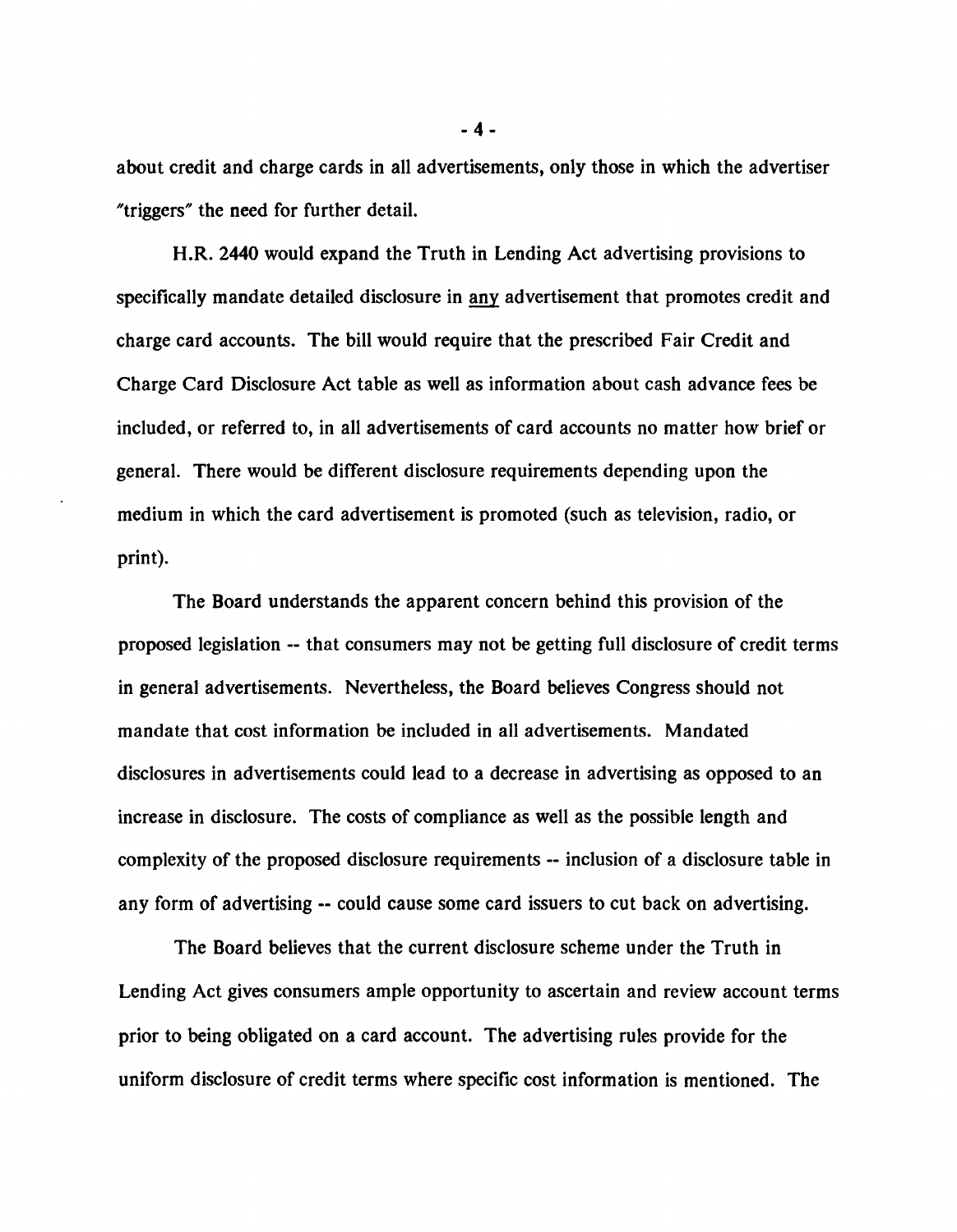about credit and charge cards in all advertisements, only those in which the advertiser "triggers" the need for further detail.

H.R. 2440 would expand the Truth in Lending Act advertising provisions to specifically mandate detailed disclosure in <u>any</u> advertisement that promotes credit and charge card accounts. The bill would require that the prescribed Fair Credit and Charge Card Disclosure Act table as well as information about cash advance fees be included, or referred to, in all advertisements of card accounts no matter how brief or general. There would be different disclosure requirements depending upon the medium in which the card advertisement is promoted (such as television, radio, or print).

The Board understands the apparent concern behind this provision of the proposed legislation -- that consumers may not be getting full disclosure of credit terms in general advertisements. Nevertheless, the Board believes Congress should not mandate that cost information be included in all advertisements. Mandated disclosures in advertisements could lead to a decrease in advertising as opposed to an increase in disclosure. The costs of compliance as well as the possible length and complexity of the proposed disclosure requirements -- inclusion of a disclosure table in any form of advertising -- could cause some card issuers to cut back on advertising.

The Board believes that the current disclosure scheme under the Truth in Lending Act gives consumers ample opportunity to ascertain and review account terms prior to being obligated on a card account. The advertising rules provide for the uniform disclosure of credit terms where specific cost information is mentioned. The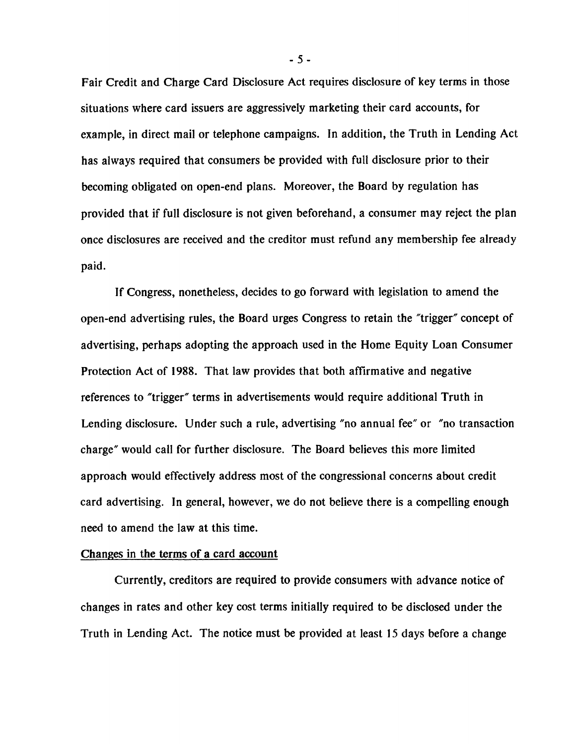Fair Credit and Charge Card Disclosure Act requires disclosure of key terms in those situations where card issuers are aggressively marketing their card accounts, for example, in direct mail or telephone campaigns. In addition, the Truth in Lending Act has always required that consumers be provided with full disclosure prior to their becoming obligated on open-end plans. Moreover, the Board by regulation has provided that if full disclosure is not given beforehand, a consumer may reject the plan once disclosures are received and the creditor must refund any membership fee already paid.

If Congress, nonetheless, decides to go forward with legislation to amend the open-end advertising rules, the Board urges Congress to retain the "trigger" concept of advertising, perhaps adopting the approach used in the Home Equity Loan Consumer Protection Act of 1988. That law provides that both affirmative and negative references to "trigger" terms in advertisements would require additional Truth in Lending disclosure. Under such a rule, advertising "no annual fee" or "no transaction charge" would call for further disclosure. The Board believes this more limited approach would effectively address most of the congressional concerns about credit card advertising. In general, however, we do not believe there is a compelling enough need to amend the law at this time.

Changes in the terms of a card account

Currently, creditors are required to provide consumers with advance notice of changes in rates and other key cost terms initially required to be disclosed under the Truth in Lending Act. The notice must be provided at least 15 days before a change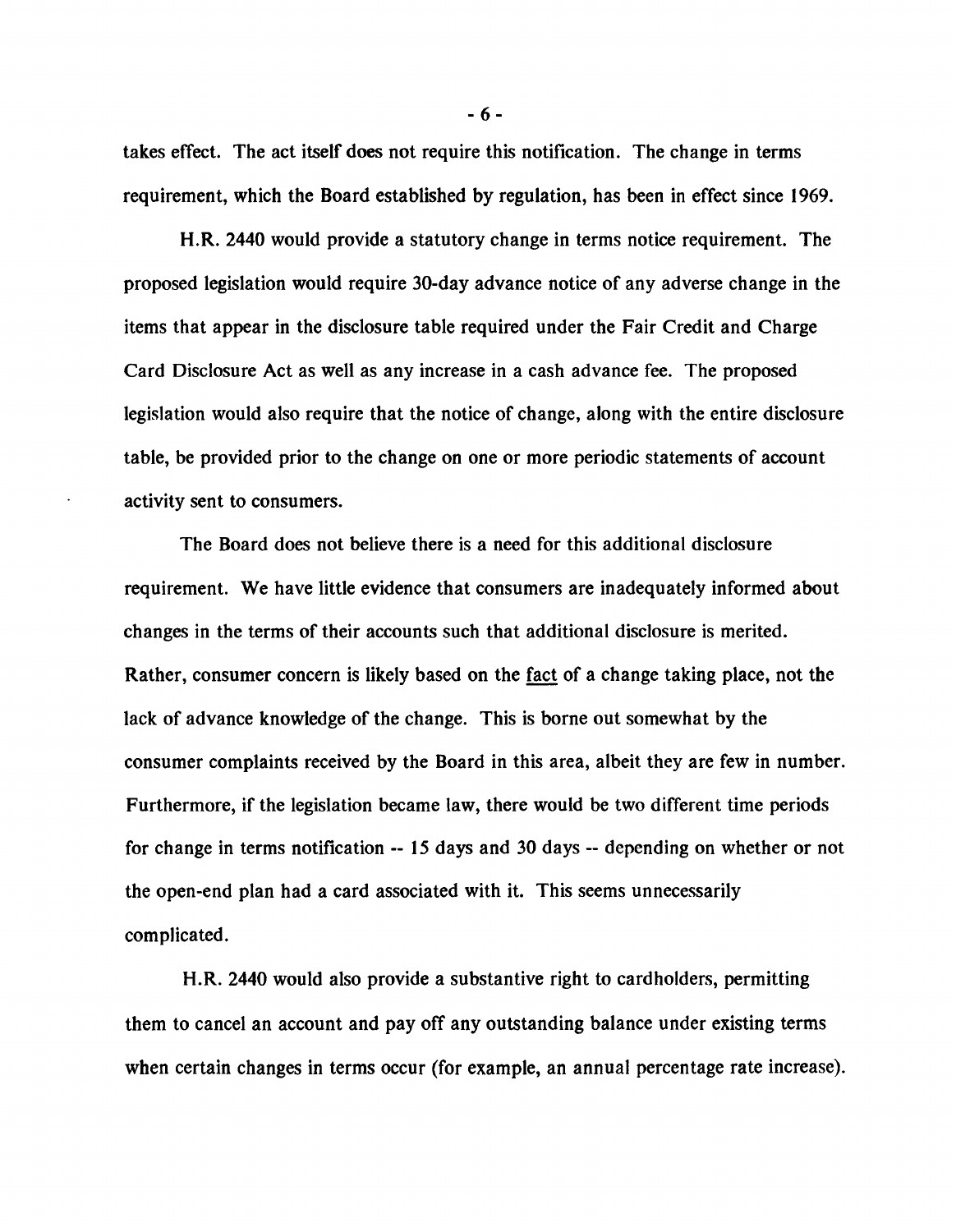takes effect. The act itself does not require this notification. The change in terms requirement, which the Board established by regulation, has been in effect since 1969.

H.R. 2440 would provide a statutory change in terms notice requirement. The proposed legislation would require 30-day advance notice of any adverse change in the items that appear in the disclosure table required under the Fair Credit and Charge Card Disclosure Act as well as any increase in a cash advance fee. The proposed legislation would also require that the notice of change, along with the entire disclosure table, be provided prior to the change on one or more periodic statements of account activity sent to consumers.

The Board does not believe there is a need for this additional disclosure requirement. We have little evidence that consumers are inadequately informed about changes in the terms of their accounts such that additional disclosure is merited. Rather, consumer concern is likely based on the <u>fact</u> of a change taking place, not the lack of advance knowledge of the change. This is borne out somewhat by the consumer complaints received by the Board in this area, albeit they are few in number. Furthermore, if the legislation became law, there would be two different time periods for change in terms notification -- 15 days and 30 days -- depending on whether or not the open-end plan had a card associated with it. This seems unnecessarily complicated.

H.R. 2440 would also provide a substantive right to cardholders, permitting them to cancel an account and pay off any outstanding balance under existing terms when certain changes in terms occur (for example, an annual percentage rate increase).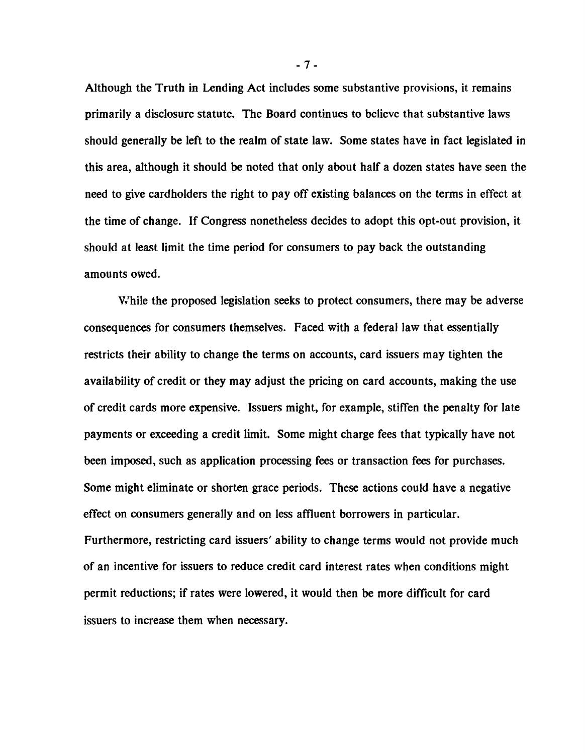Although the Truth in Lending Act includes some substantive provisions, it remains primarily a disclosure statute. The Board continues to believe that substantive laws should generally be left to the realm of state law. Some states have in fact legislated in this area, although it should be noted that only about half a dozen states have seen the need to give cardholders the right to pay off existing balances on the terms in effect at the time of change. If Congress nonetheless decides to adopt this opt-out provision, it should at least limit the time period for consumers to pay back the outstanding amounts owed.

While the proposed legislation seeks to protect consumers, there may be adverse consequences for consumers themselves. Faced with a federal law that essentially restricts their ability to change the terms on accounts, card issuers may tighten the availability of credit or they may adjust the pricing on card accounts, making the use of credit cards more expensive. Issuers might, for example, stiffen the penalty for late payments or exceeding a credit limit. Some might charge fees that typically have not been imposed, such as application processing fees or transaction fees for purchases. Some might eliminate or shorten grace periods. These actions could have a negative effect on consumers generally and on less affluent borrowers in particular. Furthermore, restricting card issuers' ability to change terms would not provide much of an incentive for issuers to reduce credit card interest rates when conditions might permit reductions; if rates were lowered, it would then be more difficult for card issuers to increase them when necessary.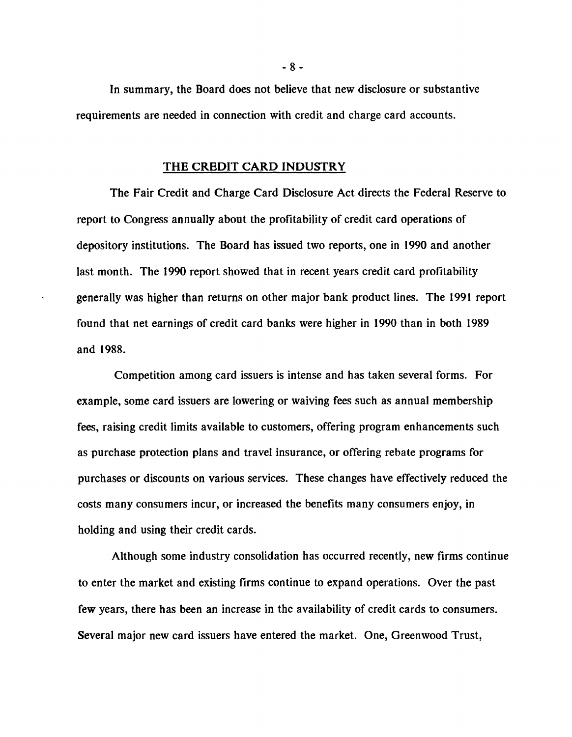In summary, the Board does not believe that new disclosure or substantive requirements are needed in connection with credit and charge card accounts.

## THE CREDIT CARD INDUSTRY

The Fair Credit and Charge Card Disclosure Act directs the Federal Reserve to report to Congress annually about the profitability of credit card operations of depository institutions. The Board has issued two reports, one in 1990 and another last month. The 1990 report showed that in recent years credit card profitability generally was higher than returns on other major bank product lines. The 1991 report found that net earnings of credit card banks were higher in 1990 than in both 1989 and 1988.

Competition among card issuers is intense and has taken several forms. For example, some card issuers are lowering or waiving fees such as annual membership fees, raising credit limits available to customers, offering program enhancements such as purchase protection plans and travel insurance, or offering rebate programs for purchases or discounts on various services. These changes have effectively reduced the costs many consumers incur, or increased the benefits many consumers enjoy, in holding and using their credit cards.

Although some industry consolidation has occurred recently, new firms continue to enter the market and existing firms continue to expand operations. Over the past few years, there has been an increase in the availability of credit cards to consumers. Several major new card issuers have entered the market. One, Greenwood Trust,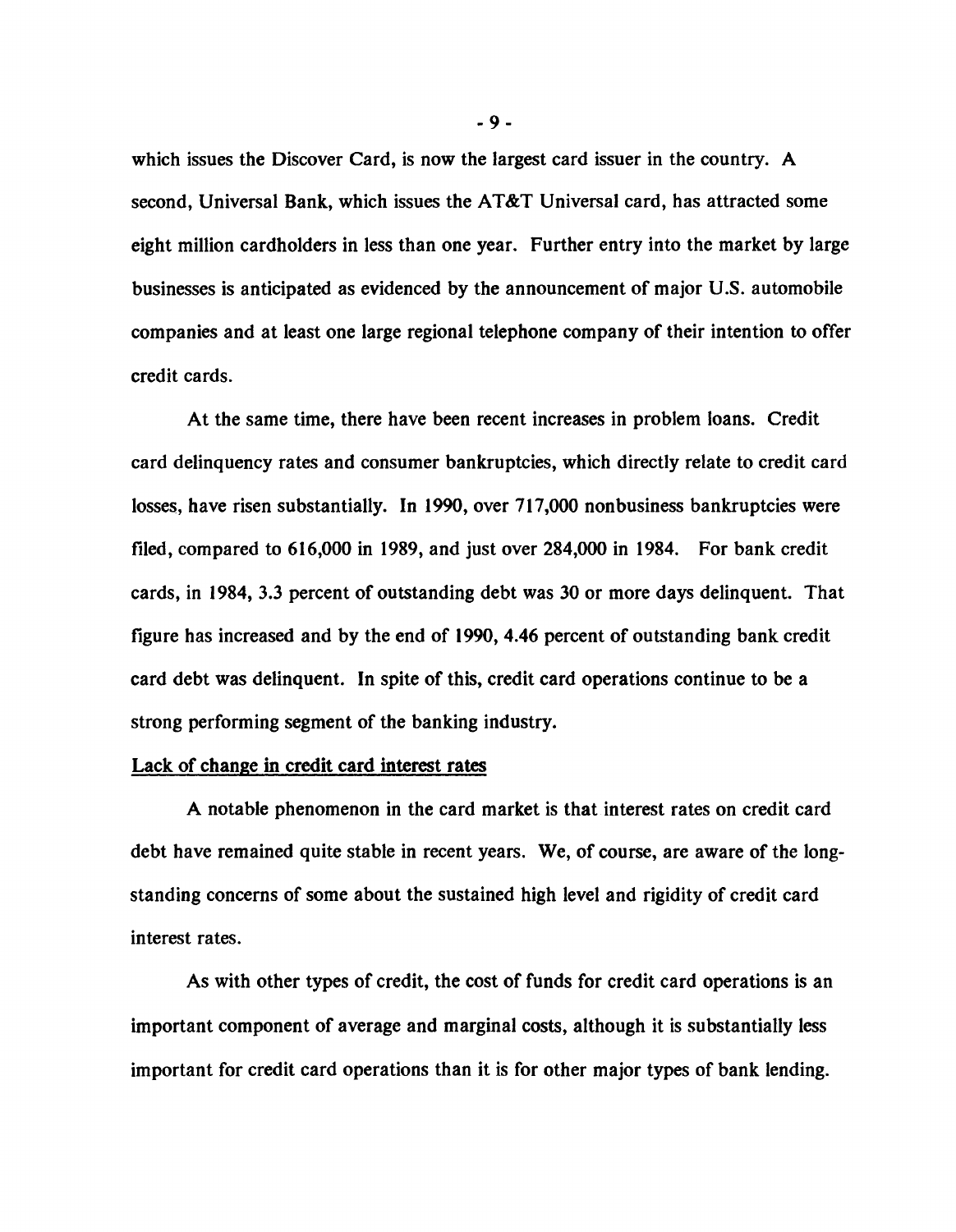which issues the Discover Card, is now the largest card issuer in the country. A second, Universal Bank, which issues the AT&T Universal card, has attracted some eight million cardholders in less than one year. Further entry into the market by large businesses is anticipated as evidenced by the announcement of major U.S. automobile companies and at least one large regional telephone company of their intention to offer credit cards.

At the same time, there have been recent increases in problem loans. Credit card delinquency rates and consumer bankruptcies, which directly relate to credit card losses, have risen substantially. In 1990, over 717,000 nonbusiness bankruptcies were filed, compared to 616,000 in 1989, and just over 284,000 in 1984. For bank credit cards, in 1984, 3.3 percent of outstanding debt was 30 or more days delinquent. That figure has increased and by the end of 1990, 4.46 percent of outstanding bank credit card debt was delinquent. In spite of this, credit card operations continue to be a strong performing segment of the banking industry.

Lack of change in credit card interest rates

A notable phenomenon in the card market is that interest rates on credit card debt have remained quite stable in recent years. We, of course, are aware of the long-standing concerns of some about the sustained high level and rigidity of credit card interest rates.

As with other types of credit, the cost of funds for credit card operations is an important component of average and marginal costs, although it is substantially less important for credit card operations than it is for other major types of bank lending.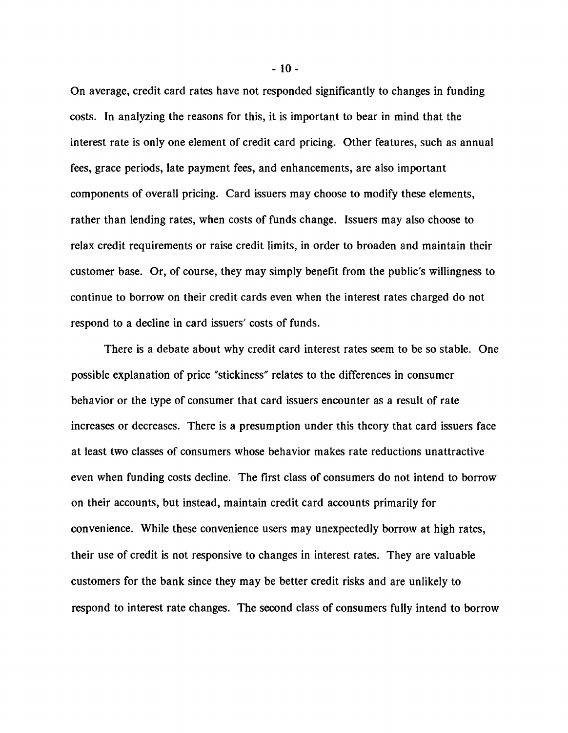On average, credit card rates have not responded significantly to changes in funding costs. In analyzing the reasons for this, it is important to bear in mind that the interest rate is only one element of credit card pricing. Other features, such as annual fees, grace periods, late payment fees, and enhancements, are also important components of overall pricing. Card issuers may choose to modify these elements, rather than lending rates, when costs of funds change. Issuers may also choose to relax credit requirements or raise credit limits, in order to broaden and maintain their customer base. Or, of course, they may simply benefit from the public's willingness to continue to borrow on their credit cards even when the interest rates charged do not respond to a decline in card issuers' costs of funds.

There is a debate about why credit card interest rates seem to be so stable. One possible explanation of price "stickiness" relates to the differences in consumer behavior or the type of consumer that card issuers encounter as a result of rate increases or decreases. There is a presumption under this theory that card issuers face at least two classes of consumers whose behavior makes rate reductions unattractive even when funding costs decline. The first class of consumers do not intend to borrow on their accounts, but instead, maintain credit card accounts primarily for convenience. While these convenience users may unexpectedly borrow at high rates, their use of credit is not responsive to changes in interest rates. They are valuable customers for the bank since they may be better credit risks and are unlikely to respond to interest rate changes. The second class of consumers fully intend to borrow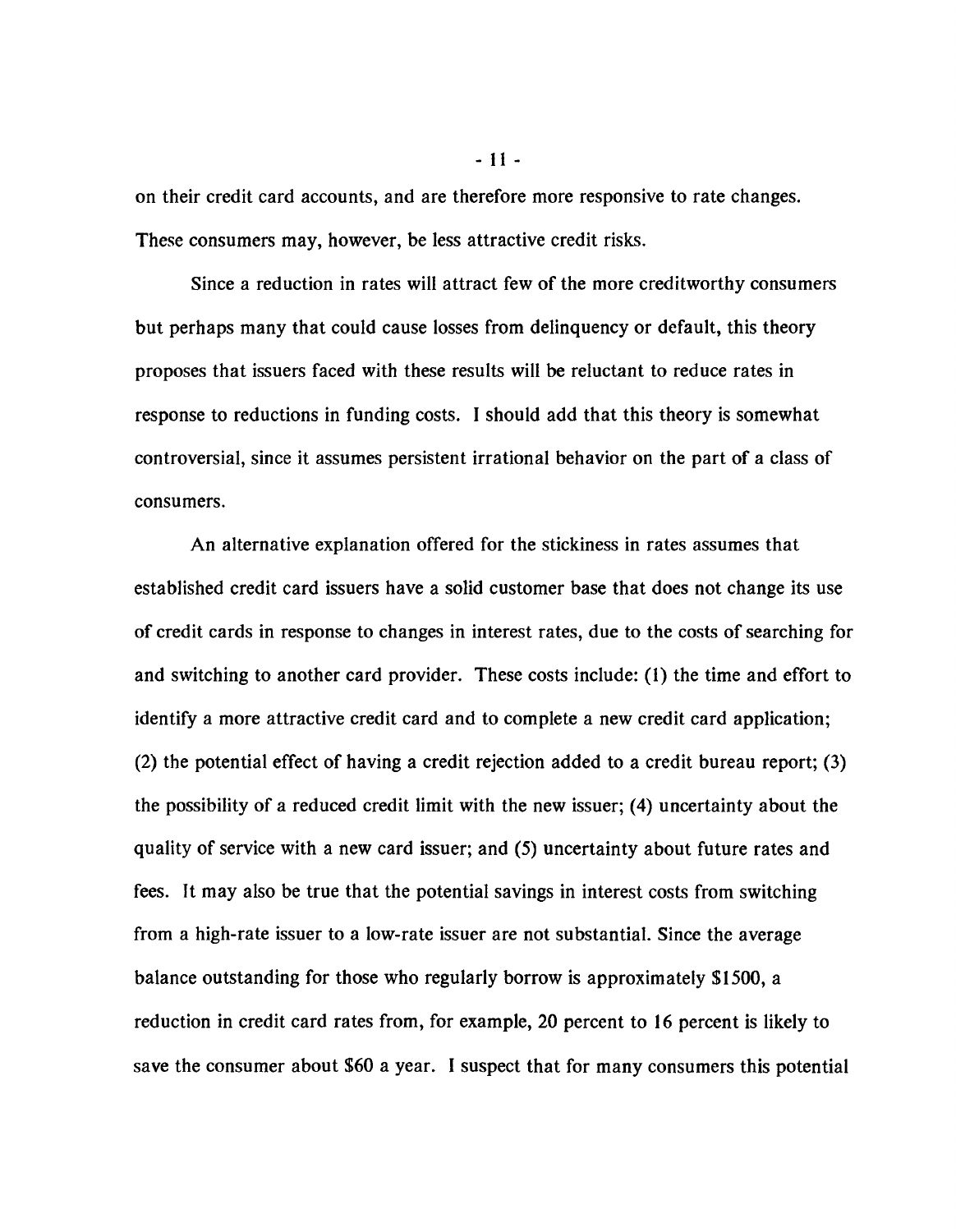on their credit card accounts, and are therefore more responsive to rate changes. These consumers may, however, be less attractive credit risks.

Since a reduction in rates will attract few of the more creditworthy consumers but perhaps many that could cause losses from delinquency or default, this theory proposes that issuers faced with these results will be reluctant to reduce rates in response to reductions in funding costs. I should add that this theory is somewhat controversial, since it assumes persistent irrational behavior on the part of a class of consumers.

An alternative explanation offered for the stickiness in rates assumes that established credit card issuers have a solid customer base that does not change its use of credit cards in response to changes in interest rates, due to the costs of searching for and switching to another card provider. These costs include: (1) the time and effort to identify a more attractive credit card and to complete a new credit card application; (2) the potential effect of having a credit rejection added to a credit bureau report; (3) the possibility of a reduced credit limit with the new issuer; (4) uncertainty about the quality of service with a new card issuer; and (5) uncertainty about future rates and fees. It may also be true that the potential savings in interest costs from switching from a high-rate issuer to a low-rate issuer are not substantial. Since the average balance outstanding for those who regularly borrow is approximately $1500, a reduction in credit card rates from, for example, 20 percent to 16 percent is likely to save the consumer about $60 a year. I suspect that for many consumers this potential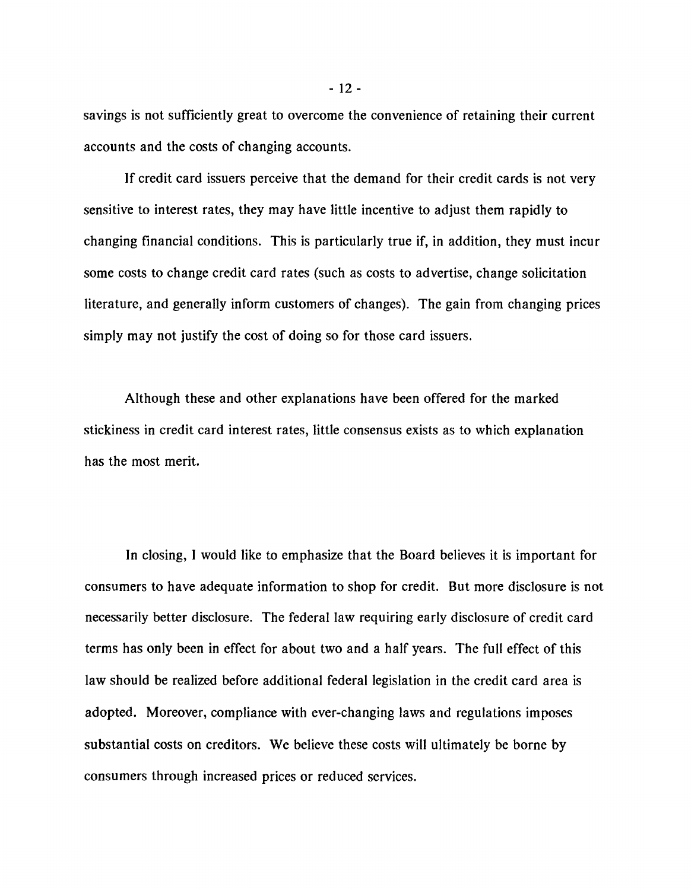savings is not sufficiently great to overcome the convenience of retaining their current accounts and the costs of changing accounts.

If credit card issuers perceive that the demand for their credit cards is not very sensitive to interest rates, they may have little incentive to adjust them rapidly to changing financial conditions. This is particularly true if, in addition, they must incur some costs to change credit card rates (such as costs to advertise, change solicitation literature, and generally inform customers of changes). The gain from changing prices simply may not justify the cost of doing so for those card issuers.

Although these and other explanations have been offered for the marked stickiness in credit card interest rates, little consensus exists as to which explanation has the most merit.

In closing, I would like to emphasize that the Board believes it is important for consumers to have adequate information to shop for credit. But more disclosure is not necessarily better disclosure. The federal law requiring early disclosure of credit card terms has only been in effect for about two and a half years. The full effect of this law should be realized before additional federal legislation in the credit card area is adopted. Moreover, compliance with ever-changing laws and regulations imposes substantial costs on creditors. We believe these costs will ultimately be borne by consumers through increased prices or reduced services.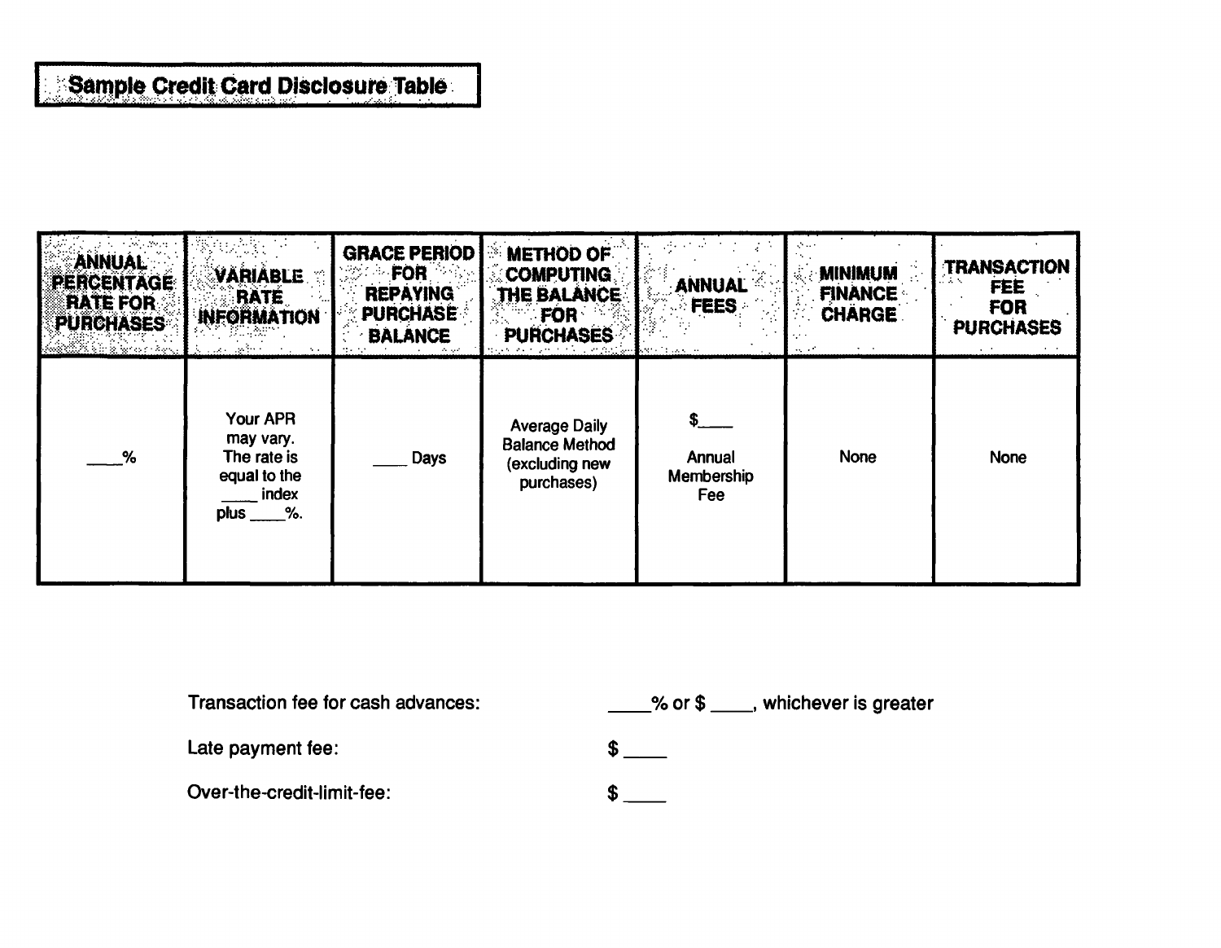## Sample Credit Card Disclosure Table

| ANNUAL PERCENTAGE RATE FOR PURCHASES | VARIABLE RATE INFORMATION | GRACE PERIOD FOR REPAYING PURCHASE BALANCE | METHOD OF COMPUTING THE BALANCE FOR PURCHASES | ANNUAL FEES | MINIMUM FINANCE CHARGE | TRANSACTION FEE FOR PURCHASES |
|---|---|---|---|---|---|---|
| ____% | Your APR may vary. The rate is equal to the ____ index plus ____%. | ____ Days | Average Daily Balance Method (excluding new purchases) | $____ Annual Membership Fee | None | None |

Transaction fee for cash advances: ____% or $ ____, whichever is greater

Late payment fee: $ ____

Over-the-credit-limit-fee: $ ____